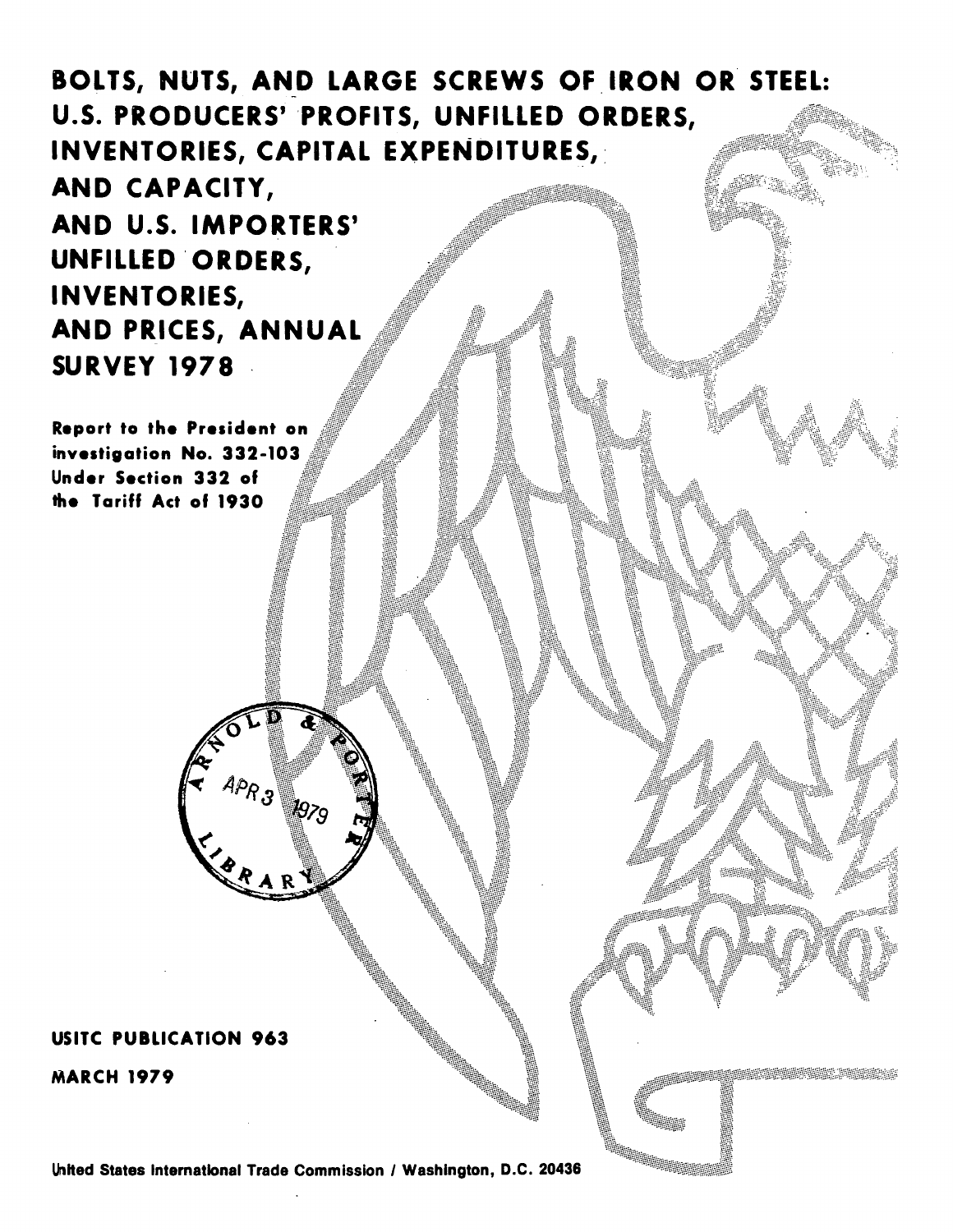# BOLTS, NUTS, AND LARGE SCREWS OF IRON OR STEEL: U.S. PRODUCERS' PROFITS, UNFILLED ORDERS, INVENTORIES, CAPITAL EXPENDITURES, AND CAPACITY, AND U.S. IMPORTERS' UNFILLED ORDERS, INVENTORIES, AND PRICES, ANNUAL SURVEY 1978

**Report to the President on investigation No. 332-103 Under Section 332 of the Tariff Act of 1930**

ARNOLD & PORTER
APR 3 1979
LIBRARY

**USITC PUBLICATION 963**

**MARCH 1979**

United States International Trade Commission / Washington, D.C. 20436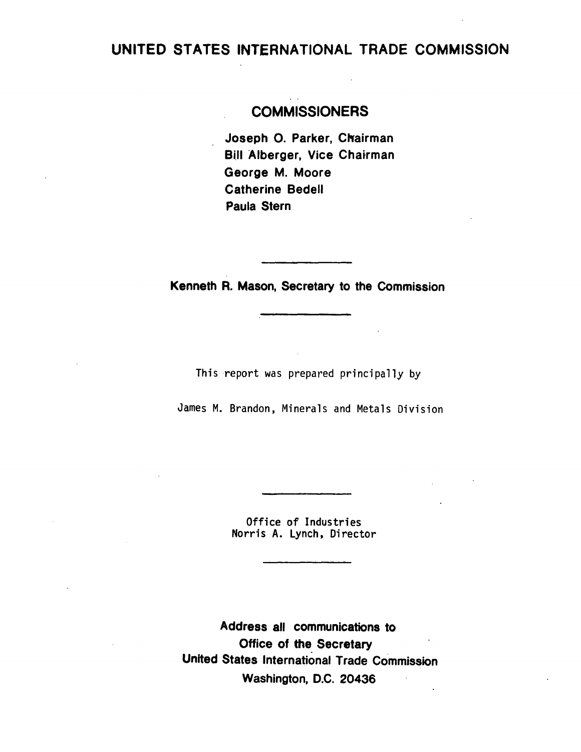# UNITED STATES INTERNATIONAL TRADE COMMISSION

## COMMISSIONERS

Joseph O. Parker, Chairman
Bill Alberger, Vice Chairman
George M. Moore
Catherine Bedell
Paula Stern

---

Kenneth R. Mason, Secretary to the Commission

---

This report was prepared principally by

James M. Brandon, Minerals and Metals Division

---

Office of Industries
Norris A. Lynch, Director

---

Address all communications to
Office of the Secretary
United States International Trade Commission
Washington, D.C. 20436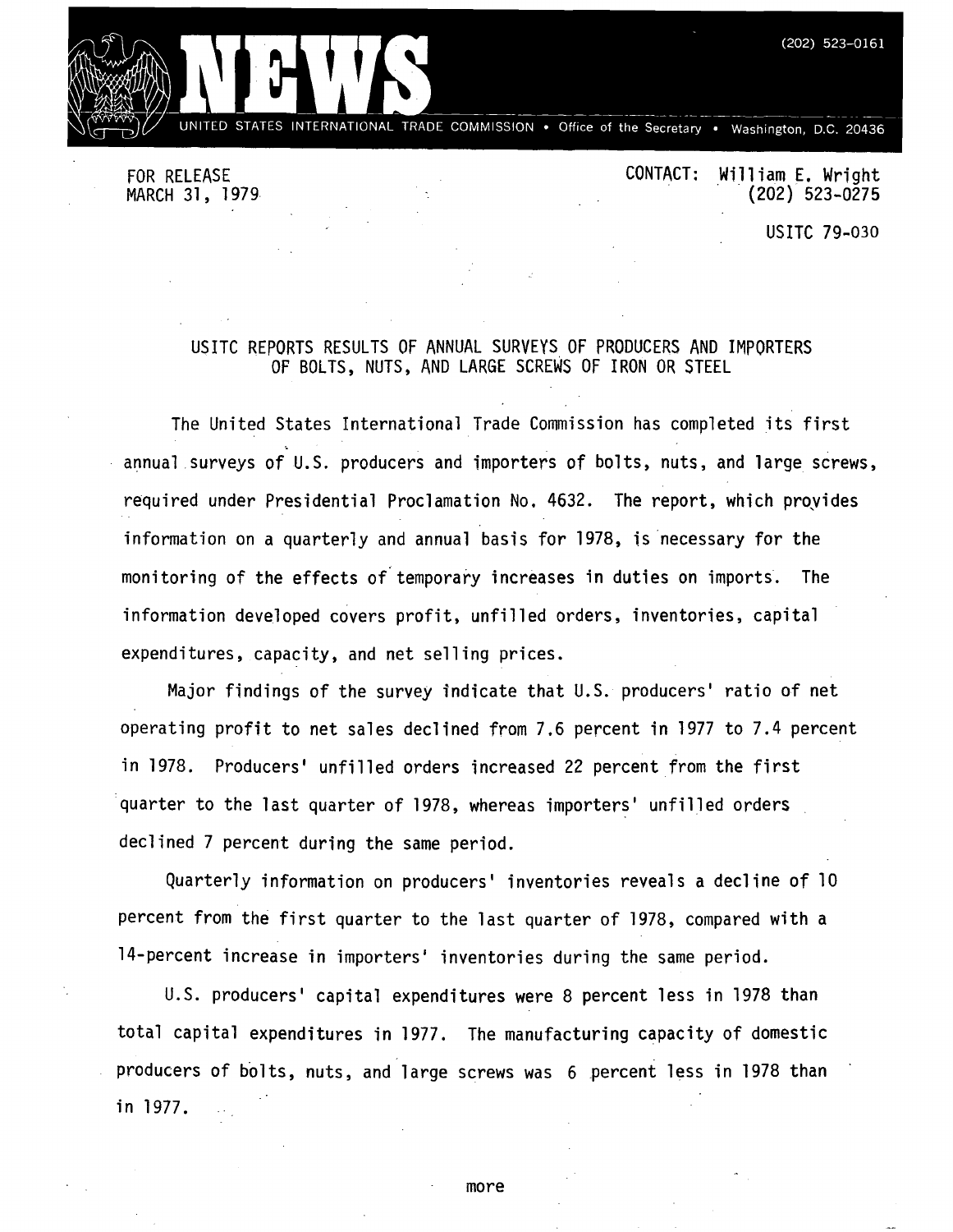# NEWS

UNITED STATES INTERNATIONAL TRADE COMMISSION • Office of the Secretary • Washington, D.C. 20436

(202) 523-0161

FOR RELEASE
MARCH 31, 1979

CONTACT: William E. Wright
(202) 523-0275

USITC 79-030

## USITC REPORTS RESULTS OF ANNUAL SURVEYS OF PRODUCERS AND IMPORTERS OF BOLTS, NUTS, AND LARGE SCREWS OF IRON OR STEEL

The United States International Trade Commission has completed its first annual surveys of U.S. producers and importers of bolts, nuts, and large screws, required under Presidential Proclamation No. 4632. The report, which provides information on a quarterly and annual basis for 1978, is necessary for the monitoring of the effects of temporary increases in duties on imports. The information developed covers profit, unfilled orders, inventories, capital expenditures, capacity, and net selling prices.

Major findings of the survey indicate that U.S. producers' ratio of net operating profit to net sales declined from 7.6 percent in 1977 to 7.4 percent in 1978. Producers' unfilled orders increased 22 percent from the first quarter to the last quarter of 1978, whereas importers' unfilled orders declined 7 percent during the same period.

Quarterly information on producers' inventories reveals a decline of 10 percent from the first quarter to the last quarter of 1978, compared with a 14-percent increase in importers' inventories during the same period.

U.S. producers' capital expenditures were 8 percent less in 1978 than total capital expenditures in 1977. The manufacturing capacity of domestic producers of bolts, nuts, and large screws was 6 percent less in 1978 than in 1977.

more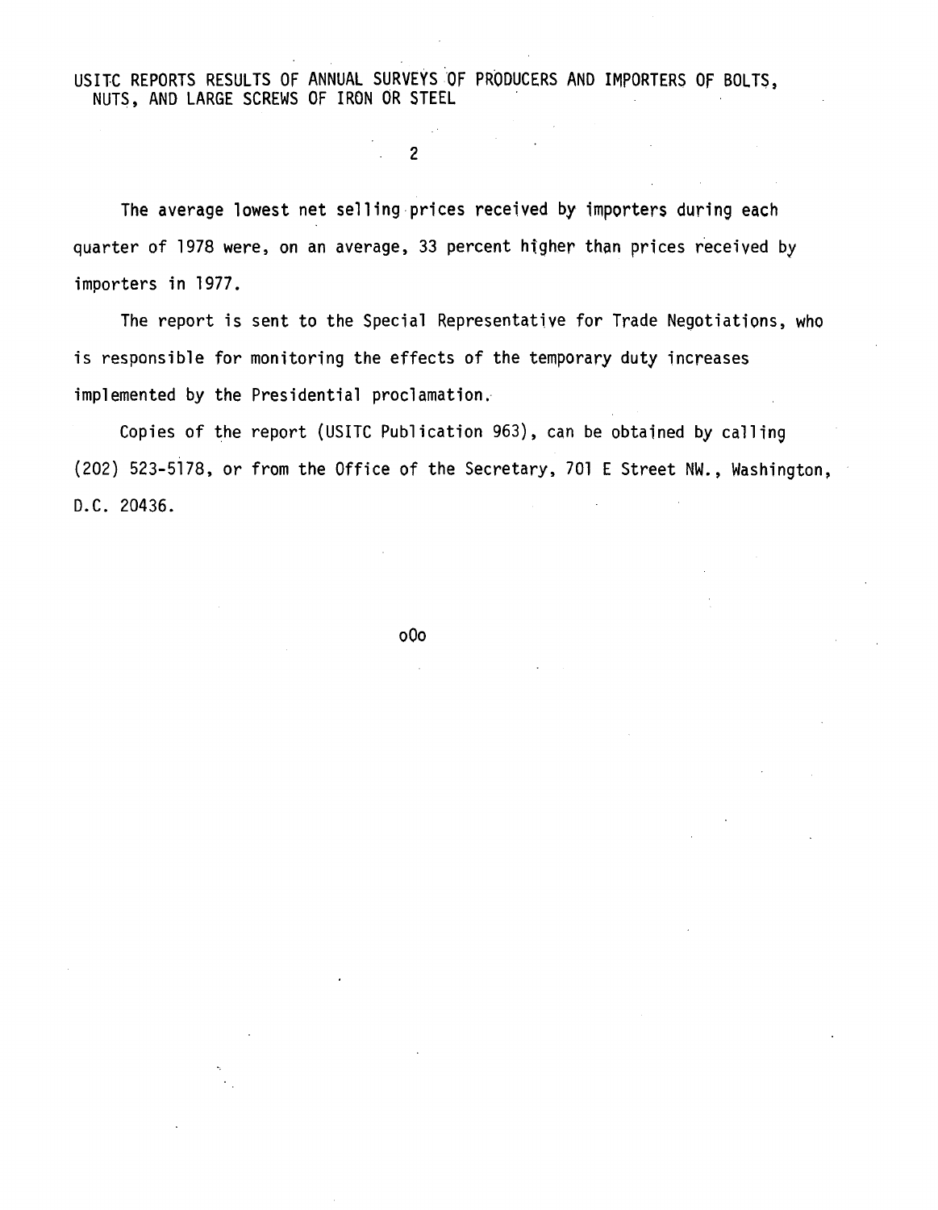The average lowest net selling prices received by importers during each quarter of 1978 were, on an average, 33 percent higher than prices received by importers in 1977.

The report is sent to the Special Representative for Trade Negotiations, who is responsible for monitoring the effects of the temporary duty increases implemented by the Presidential proclamation.

Copies of the report (USITC Publication 963), can be obtained by calling (202) 523-5178, or from the Office of the Secretary, 701 E Street NW., Washington, D.C. 20436.

oOo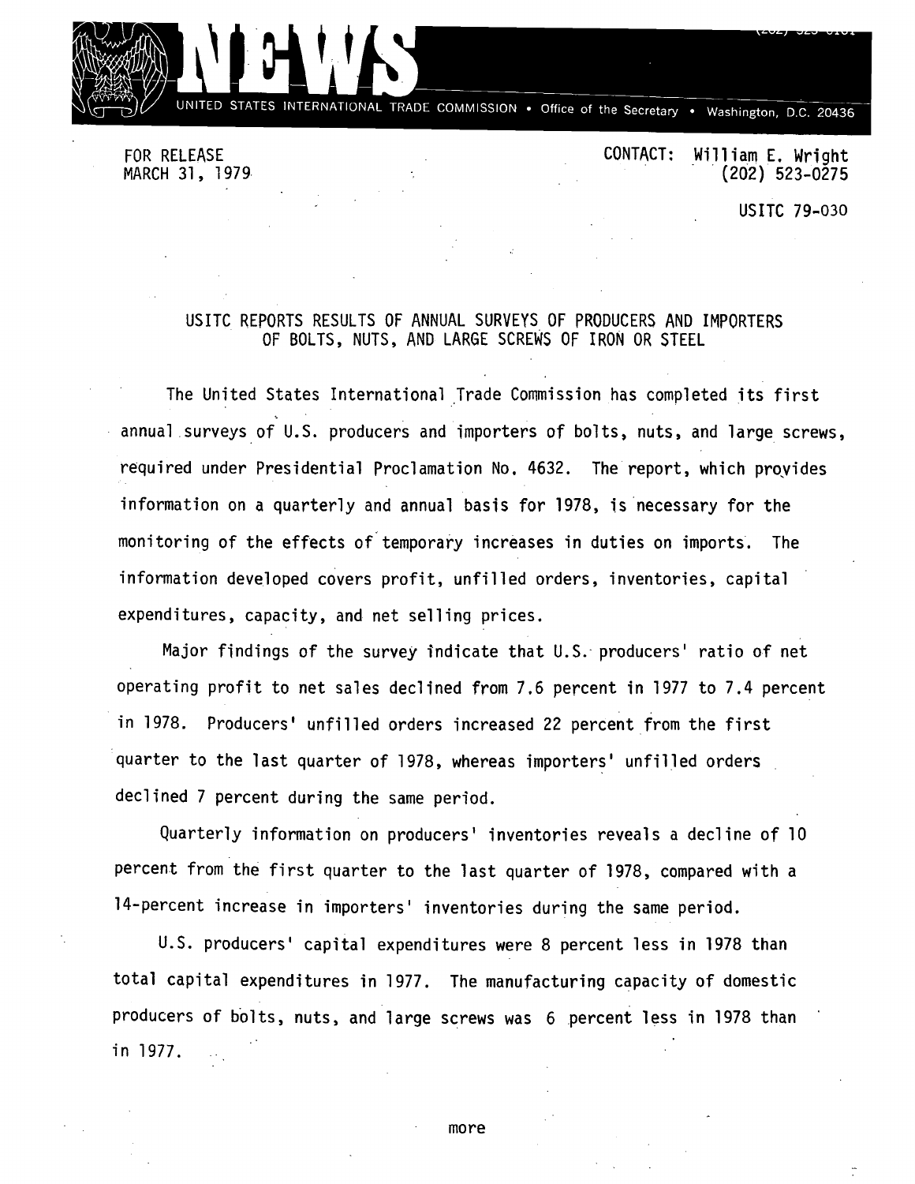# NEWS

UNITED STATES INTERNATIONAL TRADE COMMISSION • Office of the Secretary • Washington, D.C. 20436

FOR RELEASE
MARCH 31, 1979

CONTACT: William E. Wright
(202) 523-0275

USITC 79-030

## USITC REPORTS RESULTS OF ANNUAL SURVEYS OF PRODUCERS AND IMPORTERS OF BOLTS, NUTS, AND LARGE SCREWS OF IRON OR STEEL

The United States International Trade Commission has completed its first annual surveys of U.S. producers and importers of bolts, nuts, and large screws, required under Presidential Proclamation No. 4632. The report, which provides information on a quarterly and annual basis for 1978, is necessary for the monitoring of the effects of temporary increases in duties on imports. The information developed covers profit, unfilled orders, inventories, capital expenditures, capacity, and net selling prices.

Major findings of the survey indicate that U.S. producers' ratio of net operating profit to net sales declined from 7.6 percent in 1977 to 7.4 percent in 1978. Producers' unfilled orders increased 22 percent from the first quarter to the last quarter of 1978, whereas importers' unfilled orders declined 7 percent during the same period.

Quarterly information on producers' inventories reveals a decline of 10 percent from the first quarter to the last quarter of 1978, compared with a 14-percent increase in importers' inventories during the same period.

U.S. producers' capital expenditures were 8 percent less in 1978 than total capital expenditures in 1977. The manufacturing capacity of domestic producers of bolts, nuts, and large screws was 6 percent less in 1978 than in 1977.

more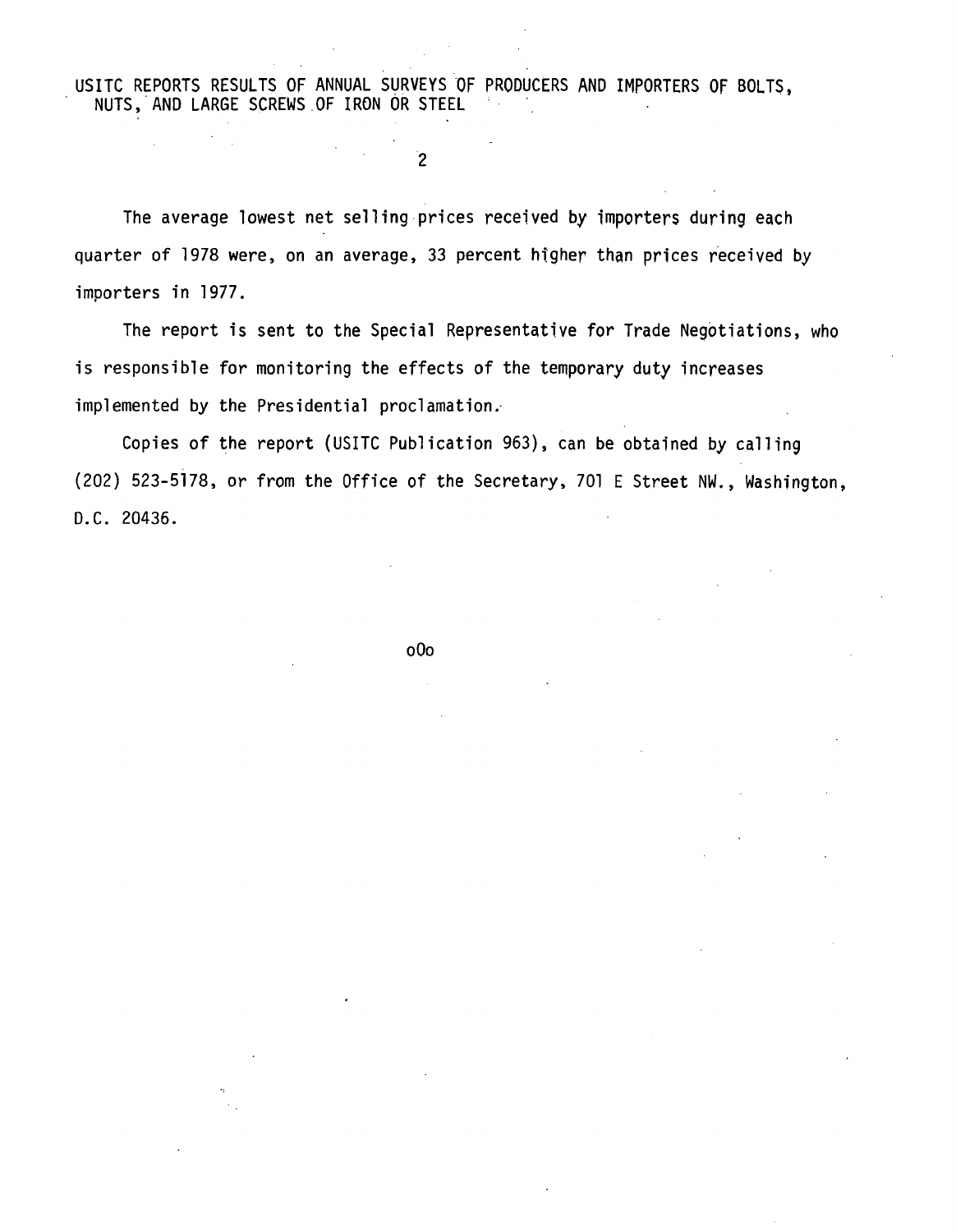The average lowest net selling prices received by importers during each quarter of 1978 were, on an average, 33 percent higher than prices received by importers in 1977.

The report is sent to the Special Representative for Trade Negotiations, who is responsible for monitoring the effects of the temporary duty increases implemented by the Presidential proclamation.

Copies of the report (USITC Publication 963), can be obtained by calling (202) 523-5178, or from the Office of the Secretary, 701 E Street NW., Washington, D.C. 20436.

oOo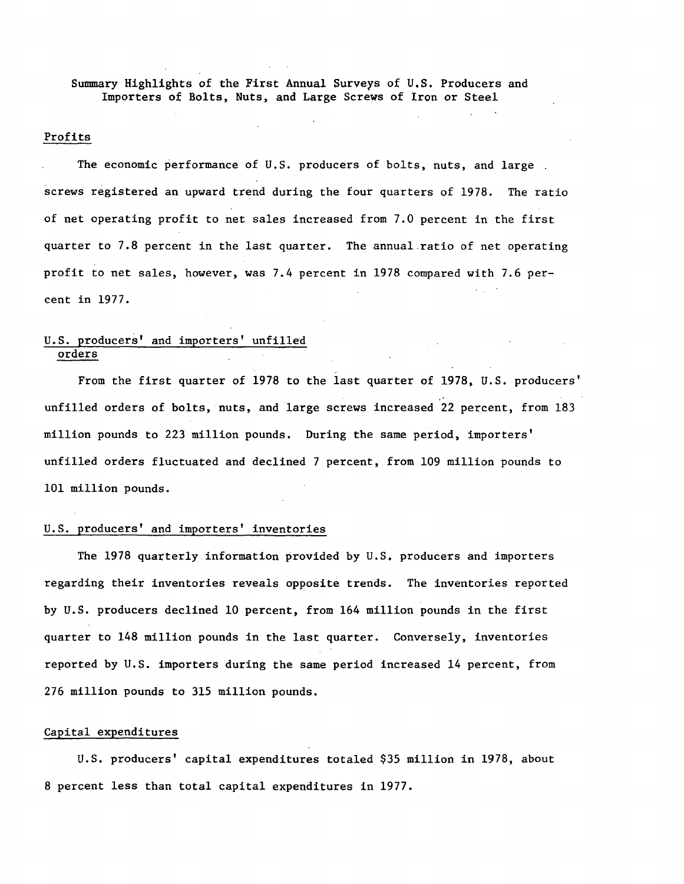# Summary Highlights of the First Annual Surveys of U.S. Producers and Importers of Bolts, Nuts, and Large Screws of Iron or Steel

## Profits

The economic performance of U.S. producers of bolts, nuts, and large screws registered an upward trend during the four quarters of 1978. The ratio of net operating profit to net sales increased from 7.0 percent in the first quarter to 7.8 percent in the last quarter. The annual ratio of net operating profit to net sales, however, was 7.4 percent in 1978 compared with 7.6 percent in 1977.

## U.S. producers' and importers' unfilled orders

From the first quarter of 1978 to the last quarter of 1978, U.S. producers' unfilled orders of bolts, nuts, and large screws increased 22 percent, from 183 million pounds to 223 million pounds. During the same period, importers' unfilled orders fluctuated and declined 7 percent, from 109 million pounds to 101 million pounds.

## U.S. producers' and importers' inventories

The 1978 quarterly information provided by U.S. producers and importers regarding their inventories reveals opposite trends. The inventories reported by U.S. producers declined 10 percent, from 164 million pounds in the first quarter to 148 million pounds in the last quarter. Conversely, inventories reported by U.S. importers during the same period increased 14 percent, from 276 million pounds to 315 million pounds.

## Capital expenditures

U.S. producers' capital expenditures totaled $35 million in 1978, about 8 percent less than total capital expenditures in 1977.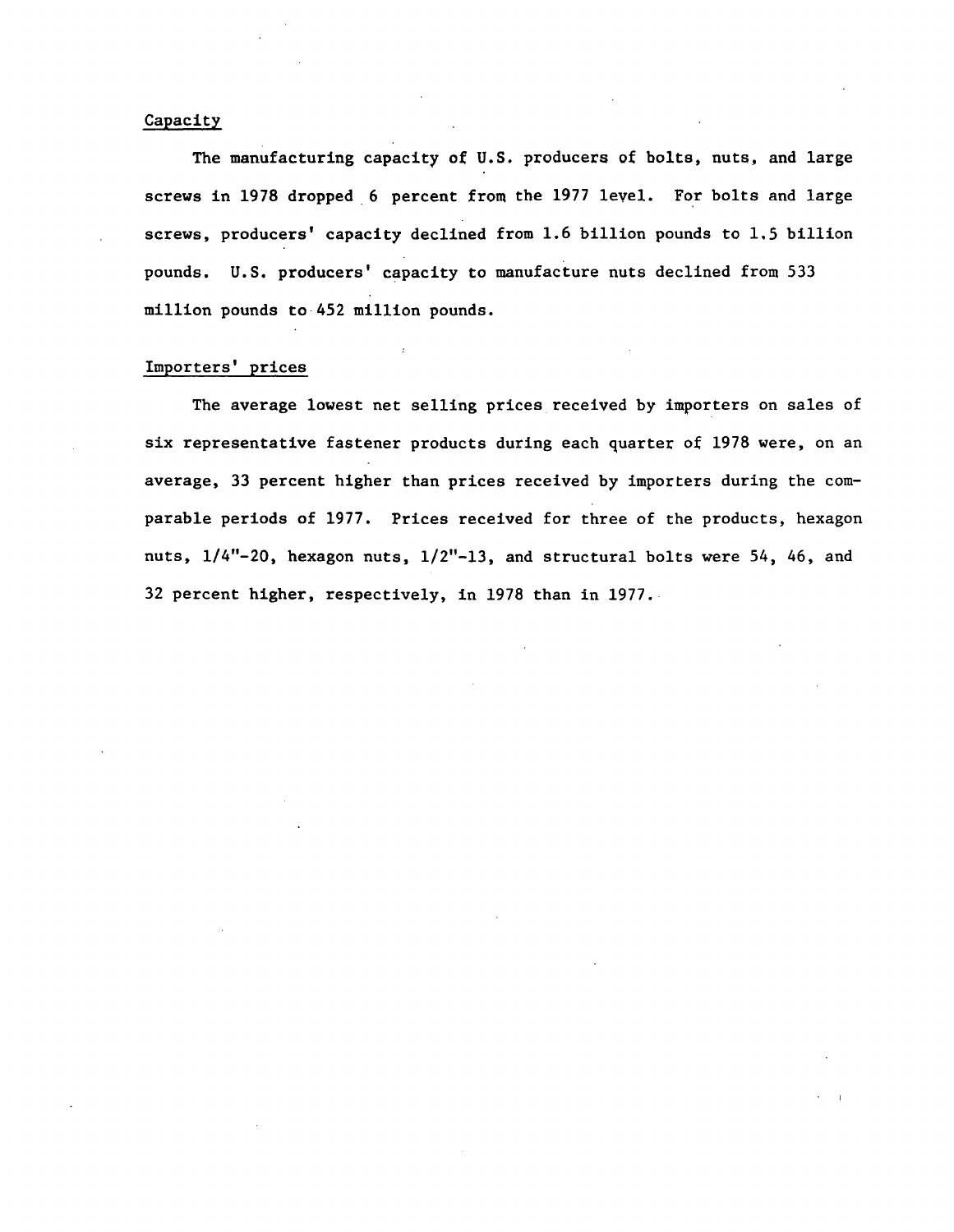## Capacity

The manufacturing capacity of U.S. producers of bolts, nuts, and large screws in 1978 dropped 6 percent from the 1977 level. For bolts and large screws, producers' capacity declined from 1.6 billion pounds to 1.5 billion pounds. U.S. producers' capacity to manufacture nuts declined from 533 million pounds to 452 million pounds.

## Importers' prices

The average lowest net selling prices received by importers on sales of six representative fastener products during each quarter of 1978 were, on an average, 33 percent higher than prices received by importers during the comparable periods of 1977. Prices received for three of the products, hexagon nuts, 1/4"-20, hexagon nuts, 1/2"-13, and structural bolts were 54, 46, and 32 percent higher, respectively, in 1978 than in 1977.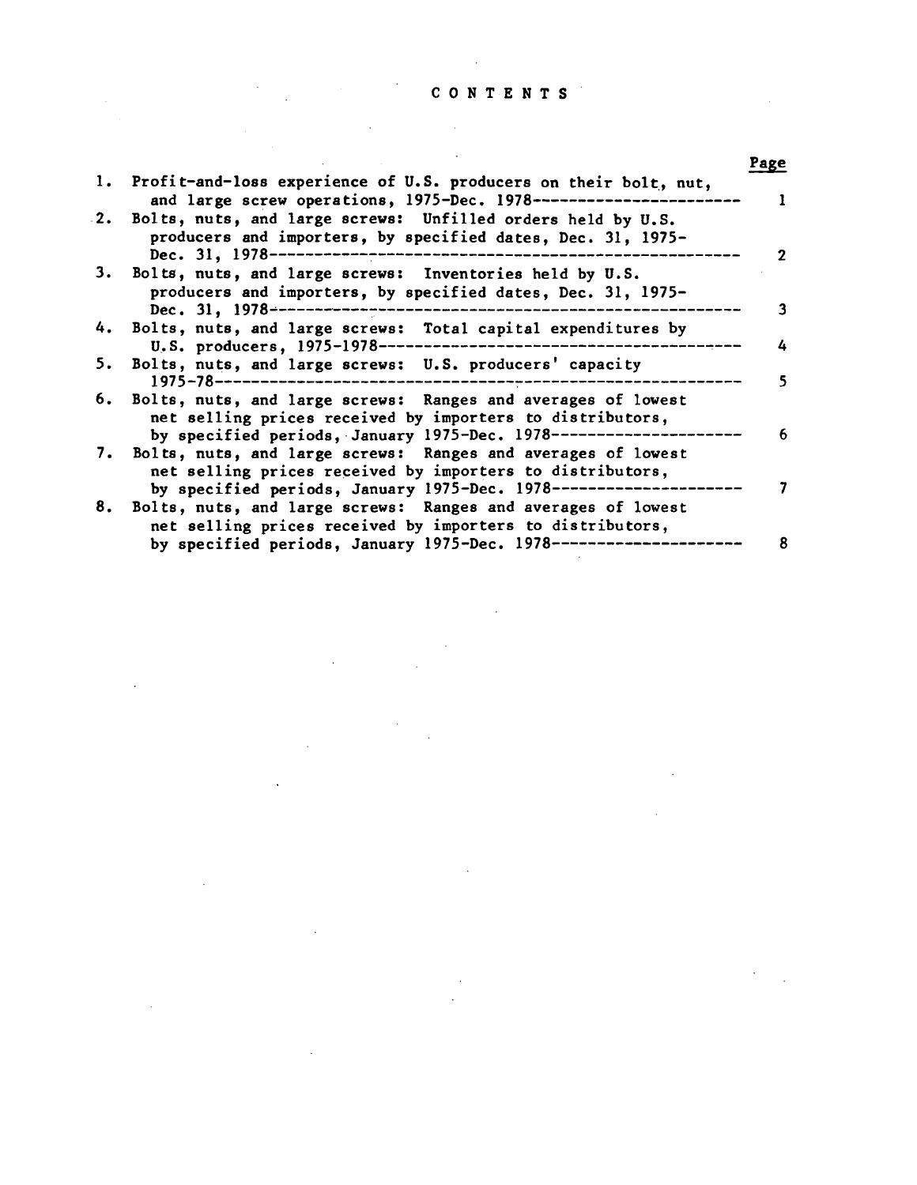# CONTENTS

| | | Page |
|---|---|---|
| 1. | Profit-and-loss experience of U.S. producers on their bolt, nut, and large screw operations, 1975-Dec. 1978 | 1 |
| 2. | Bolts, nuts, and large screws: Unfilled orders held by U.S. producers and importers, by specified dates, Dec. 31, 1975-Dec. 31, 1978 | 2 |
| 3. | Bolts, nuts, and large screws: Inventories held by U.S. producers and importers, by specified dates, Dec. 31, 1975-Dec. 31, 1978 | 3 |
| 4. | Bolts, nuts, and large screws: Total capital expenditures by U.S. producers, 1975-1978 | 4 |
| 5. | Bolts, nuts, and large screws: U.S. producers' capacity 1975-78 | 5 |
| 6. | Bolts, nuts, and large screws: Ranges and averages of lowest net selling prices received by importers to distributors, by specified periods, January 1975-Dec. 1978 | 6 |
| 7. | Bolts, nuts, and large screws: Ranges and averages of lowest net selling prices received by importers to distributors, by specified periods, January 1975-Dec. 1978 | 7 |
| 8. | Bolts, nuts, and large screws: Ranges and averages of lowest net selling prices received by importers to distributors, by specified periods, January 1975-Dec. 1978 | 8 |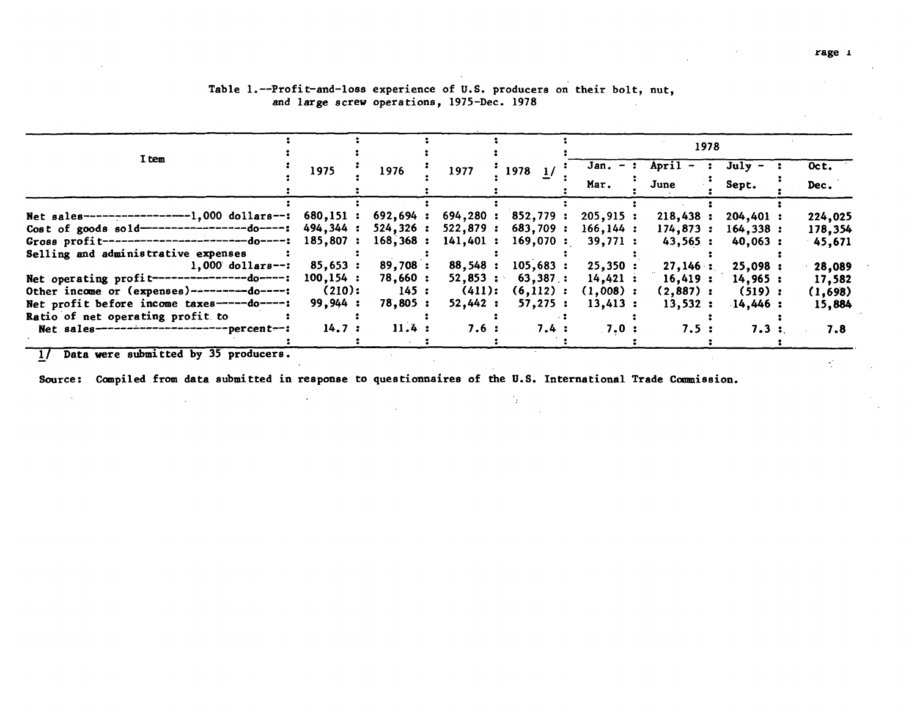Table 1.--Profit-and-loss experience of U.S. producers on their bolt, nut, and large screw operations, 1975-Dec. 1978

| Item | 1975 | 1976 | 1977 | 1978 1/ | 1978 | | | |
|---|---|---|---|---|---|---|---|---|
| | | | | | Jan. - Mar. | April - June | July - Sept. | Oct. Dec. |
| Net sales----------------1,000 dollars--- | 680,151 | 692,694 | 694,280 | 852,779 | 205,915 | 218,438 | 204,401 | 224,025 |
| Cost of goods sold----------------do---- | 494,344 | 524,326 | 522,879 | 683,709 | 166,144 | 174,873 | 164,338 | 178,354 |
| Gross profit----------------------do---- | 185,807 | 168,368 | 141,401 | 169,070 | 39,771 | 43,565 | 40,063 | 45,671 |
| Selling and administrative expenses 1,000 dollars-- | 85,653 | 89,708 | 88,548 | 105,683 | 25,350 | 27,146 | 25,098 | 28,089 |
| Net operating profit---------------do---- | 100,154 | 78,660 | 52,853 | 63,387 | 14,421 | 16,419 | 14,965 | 17,582 |
| Other income or (expenses)---------do---- | (210) | 145 | (411) | (6,112) | (1,008) | (2,887) | (519) | (1,698) |
| Net profit before income taxes-----do---- | 99,944 | 78,805 | 52,442 | 57,275 | 13,413 | 13,532 | 14,446 | 15,884 |
| Ratio of net operating profit to Net sales-------------------percent-- | 14.7 | 11.4 | 7.6 | 7.4 | 7.0 | 7.5 | 7.3 | 7.8 |

1/ Data were submitted by 35 producers.

Source: Compiled from data submitted in response to questionnaires of the U.S. International Trade Commission.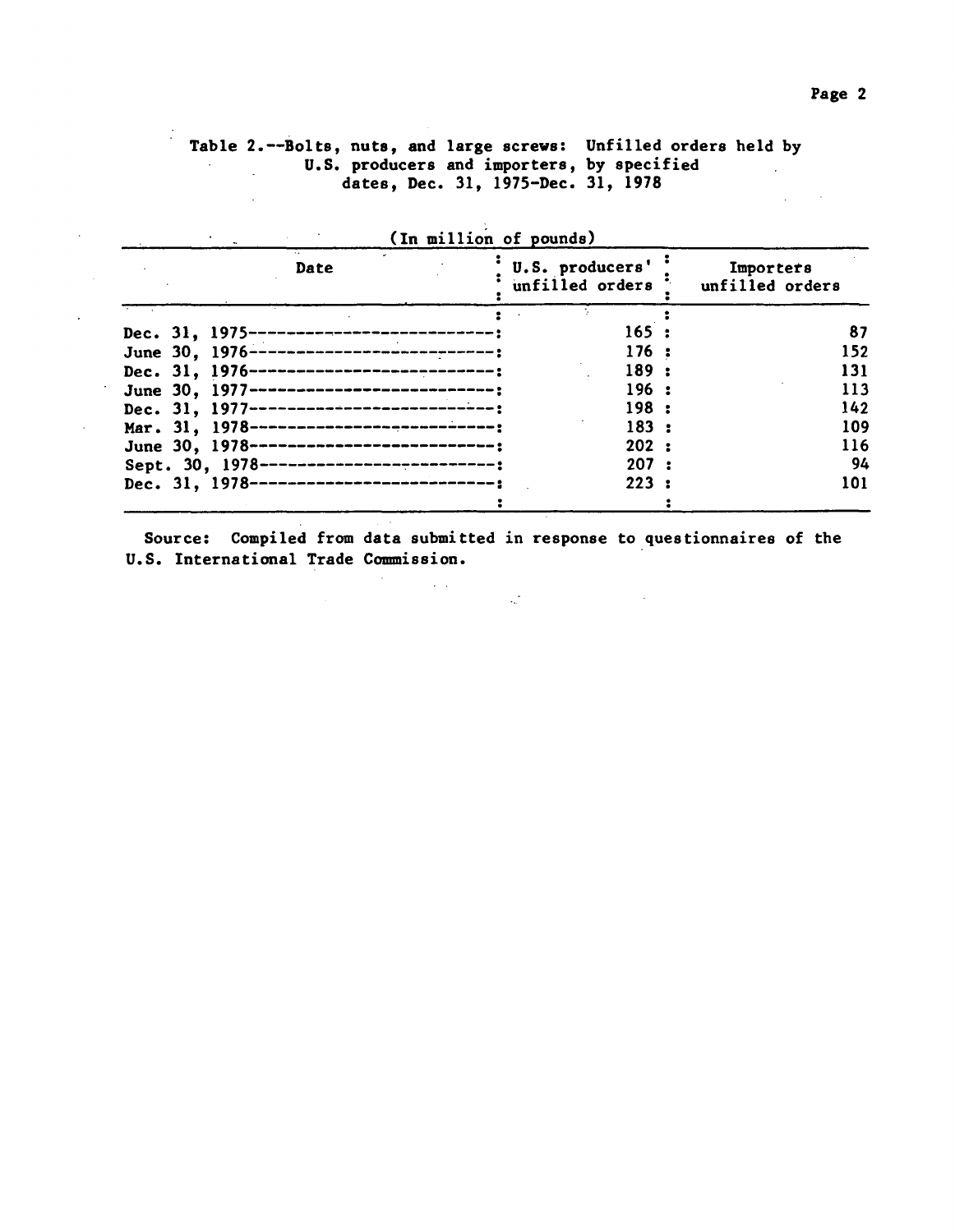Table 2.--Bolts, nuts, and large screws: Unfilled orders held by U.S. producers and importers, by specified dates, Dec. 31, 1975-Dec. 31, 1978

(In million of pounds)

| Date | U.S. producers' unfilled orders | Importers unfilled orders |
|---|---|---|
| Dec. 31, 1975 | 165 | 87 |
| June 30, 1976 | 176 | 152 |
| Dec. 31, 1976 | 189 | 131 |
| June 30, 1977 | 196 | 113 |
| Dec. 31, 1977 | 198 | 142 |
| Mar. 31, 1978 | 183 | 109 |
| June 30, 1978 | 202 | 116 |
| Sept. 30, 1978 | 207 | 94 |
| Dec. 31, 1978 | 223 | 101 |

Source: Compiled from data submitted in response to questionnaires of the U.S. International Trade Commission.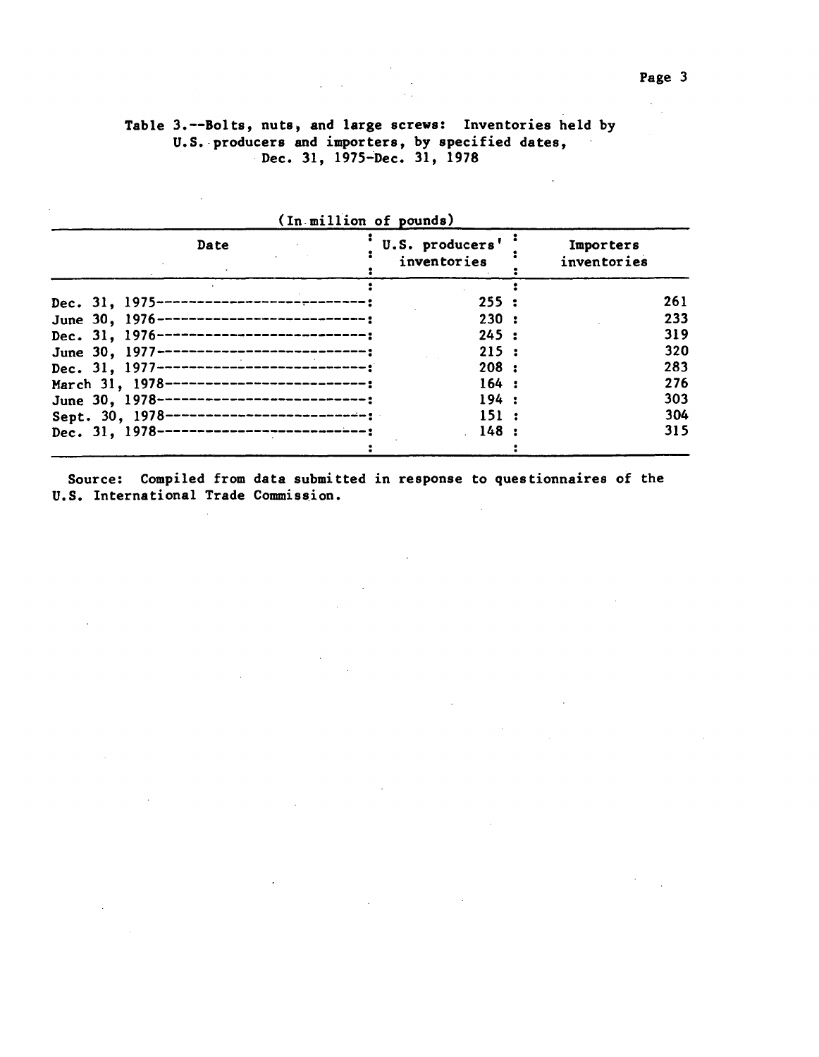Table 3.--Bolts, nuts, and large screws: Inventories held by U.S. producers and importers, by specified dates, Dec. 31, 1975-Dec. 31, 1978

(In million of pounds)

| Date | U.S. producers' inventories | Importers inventories |
|---|---|---|
| Dec. 31, 1975 | 255 | 261 |
| June 30, 1976 | 230 | 233 |
| Dec. 31, 1976 | 245 | 319 |
| June 30, 1977 | 215 | 320 |
| Dec. 31, 1977 | 208 | 283 |
| March 31, 1978 | 164 | 276 |
| June 30, 1978 | 194 | 303 |
| Sept. 30, 1978 | 151 | 304 |
| Dec. 31, 1978 | 148 | 315 |

Source: Compiled from data submitted in response to questionnaires of the U.S. International Trade Commission.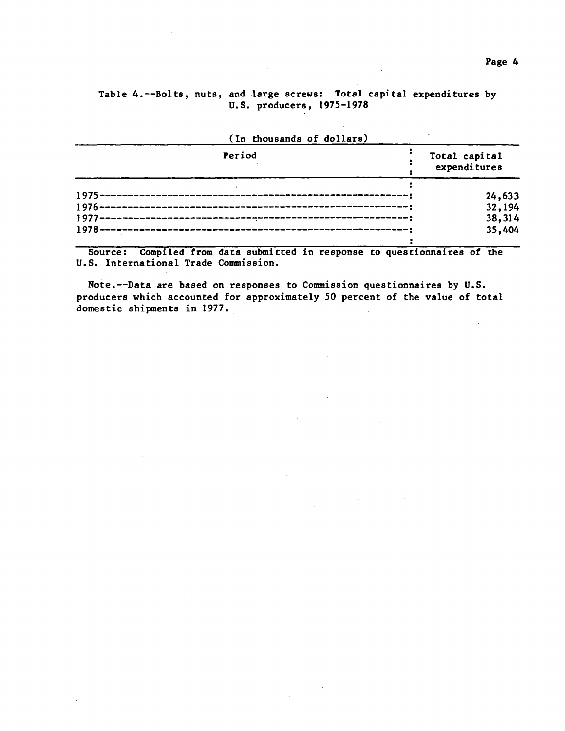Table 4.--Bolts, nuts, and large screws: Total capital expenditures by U.S. producers, 1975-1978

(In thousands of dollars)

| Period | Total capital expenditures |
|---|---|
| 1975 | 24,633 |
| 1976 | 32,194 |
| 1977 | 38,314 |
| 1978 | 35,404 |

Source: Compiled from data submitted in response to questionnaires of the U.S. International Trade Commission.

Note.--Data are based on responses to Commission questionnaires by U.S. producers which accounted for approximately 50 percent of the value of total domestic shipments in 1977.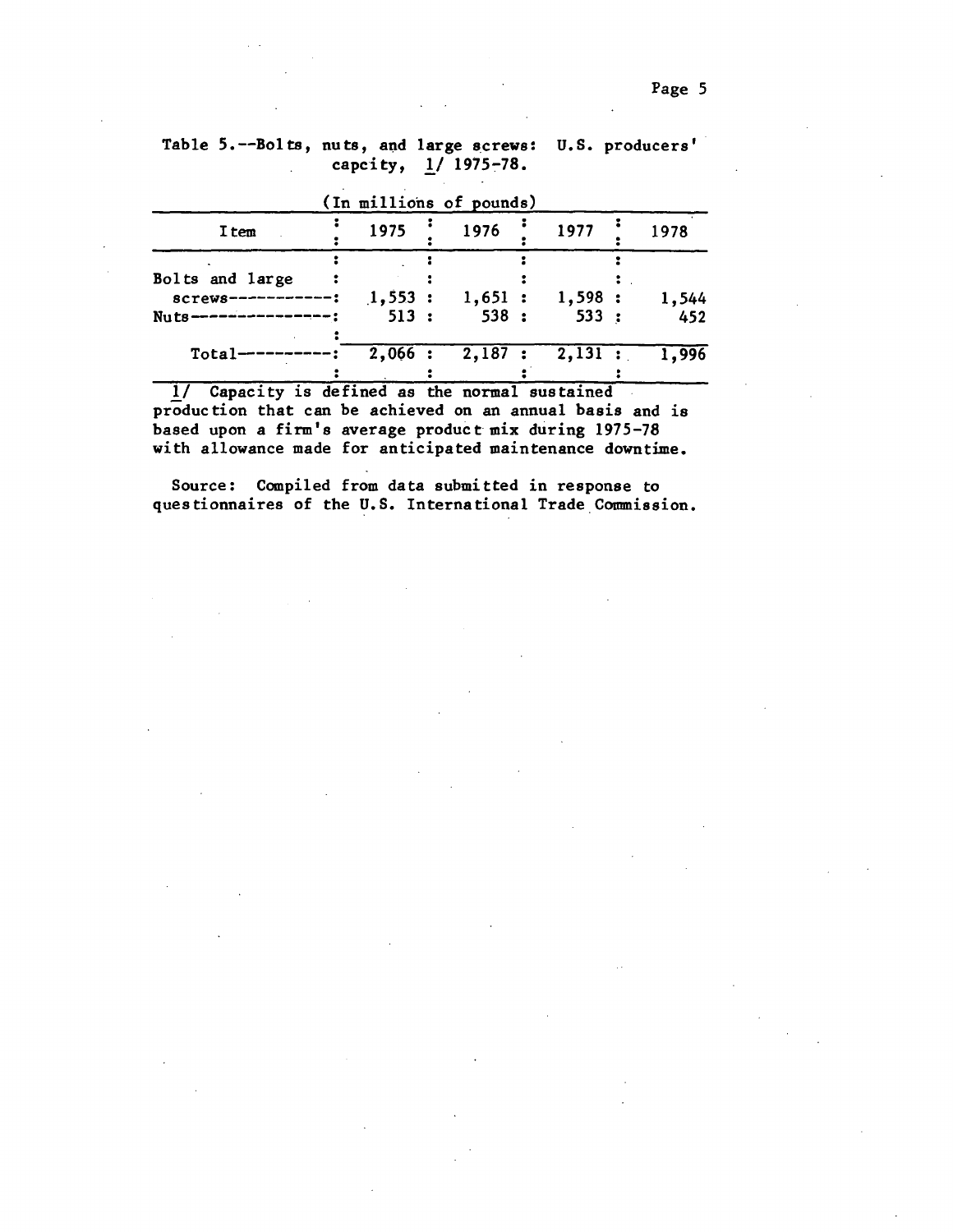Table 5.--Bolts, nuts, and large screws: U.S. producers' capcity, 1/ 1975-78.

(In millions of pounds)

| Item | 1975 | 1976 | 1977 | 1978 |
|---|---|---|---|---|
| Bolts and large screws | 1,553 | 1,651 | 1,598 | 1,544 |
| Nuts | 513 | 538 | 533 | 452 |
| Total | 2,066 | 2,187 | 2,131 | 1,996 |

1/ Capacity is defined as the normal sustained production that can be achieved on an annual basis and is based upon a firm's average product mix during 1975-78 with allowance made for anticipated maintenance downtime.

Source: Compiled from data submitted in response to questionnaires of the U.S. International Trade Commission.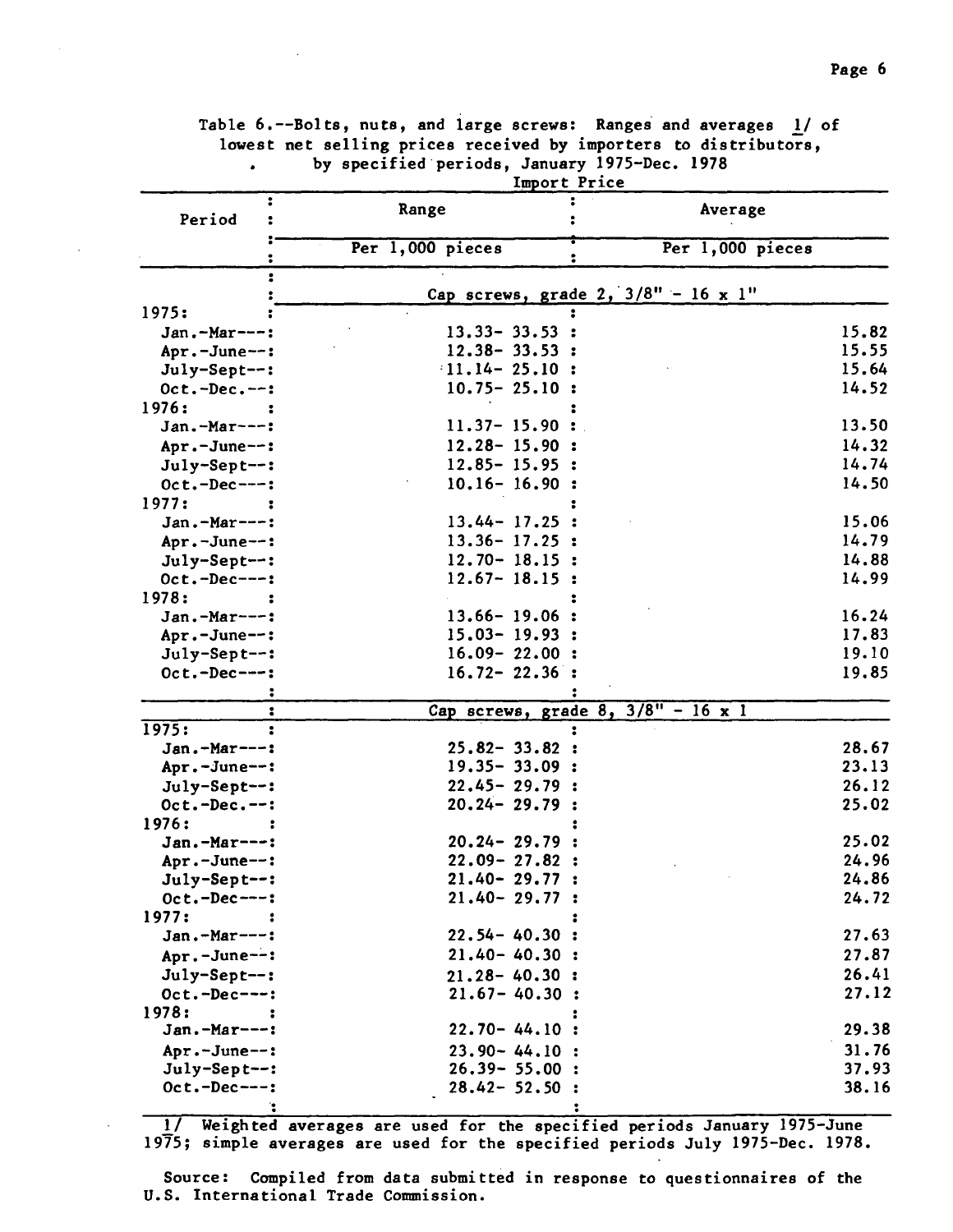Table 6.--Bolts, nuts, and large screws: Ranges and averages 1/ of lowest net selling prices received by importers to distributors, by specified periods, January 1975-Dec. 1978

Import Price

| Period | Range | Average |
|---|---|---|
| | Per 1,000 pieces | Per 1,000 pieces |
| | Cap screws, grade 2, 3/8" - 16 x 1" | |
| 1975: | | |
| Jan.-Mar--- | 13.33- 33.53 | 15.82 |
| Apr.-June-- | 12.38- 33.53 | 15.55 |
| July-Sept-- | 11.14- 25.10 | 15.64 |
| Oct.-Dec.-- | 10.75- 25.10 | 14.52 |
| 1976: | | |
| Jan.-Mar--- | 11.37- 15.90 | 13.50 |
| Apr.-June-- | 12.28- 15.90 | 14.32 |
| July-Sept-- | 12.85- 15.95 | 14.74 |
| Oct.-Dec--- | 10.16- 16.90 | 14.50 |
| 1977: | | |
| Jan.-Mar--- | 13.44- 17.25 | 15.06 |
| Apr.-June-- | 13.36- 17.25 | 14.79 |
| July-Sept-- | 12.70- 18.15 | 14.88 |
| Oct.-Dec--- | 12.67- 18.15 | 14.99 |
| 1978: | | |
| Jan.-Mar--- | 13.66- 19.06 | 16.24 |
| Apr.-June-- | 15.03- 19.93 | 17.83 |
| July-Sept-- | 16.09- 22.00 | 19.10 |
| Oct.-Dec--- | 16.72- 22.36 | 19.85 |
| | Cap screws, grade 8, 3/8" - 16 x 1 | |
| 1975: | | |
| Jan.-Mar--- | 25.82- 33.82 | 28.67 |
| Apr.-June-- | 19.35- 33.09 | 23.13 |
| July-Sept-- | 22.45- 29.79 | 26.12 |
| Oct.-Dec.-- | 20.24- 29.79 | 25.02 |
| 1976: | | |
| Jan.-Mar--- | 20.24- 29.79 | 25.02 |
| Apr.-June-- | 22.09- 27.82 | 24.96 |
| July-Sept-- | 21.40- 29.77 | 24.86 |
| Oct.-Dec--- | 21.40- 29.77 | 24.72 |
| 1977: | | |
| Jan.-Mar--- | 22.54- 40.30 | 27.63 |
| Apr.-June-- | 21.40- 40.30 | 27.87 |
| July-Sept-- | 21.28- 40.30 | 26.41 |
| Oct.-Dec--- | 21.67- 40.30 | 27.12 |
| 1978: | | |
| Jan.-Mar--- | 22.70- 44.10 | 29.38 |
| Apr.-June-- | 23.90- 44.10 | 31.76 |
| July-Sept-- | 26.39- 55.00 | 37.93 |
| Oct.-Dec--- | 28.42- 52.50 | 38.16 |

1/ Weighted averages are used for the specified periods January 1975-June 1975; simple averages are used for the specified periods July 1975-Dec. 1978.

Source: Compiled from data submitted in response to questionnaires of the U.S. International Trade Commission.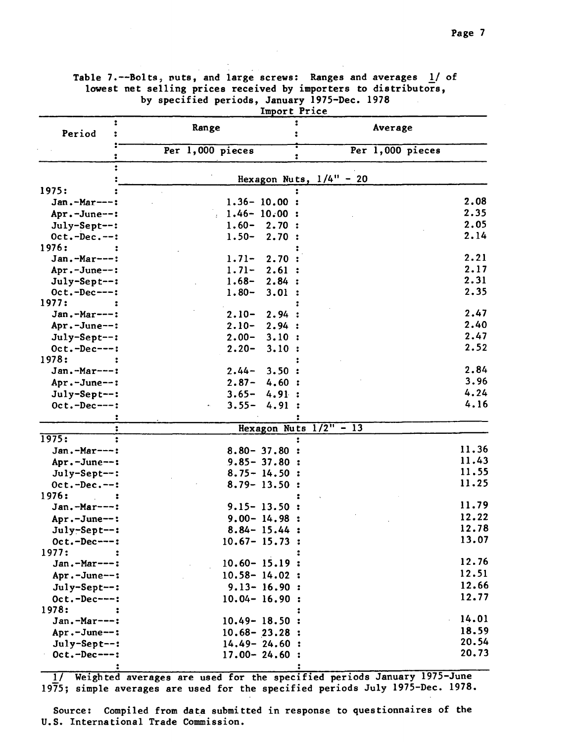Table 7.--Bolts, nuts, and large screws: Ranges and averages 1/ of lowest net selling prices received by importers to distributors, by specified periods, January 1975-Dec. 1978

Import Price

| Period | Range | Average |
|---|---|---|
| | Per 1,000 pieces | Per 1,000 pieces |
| | **Hexagon Nuts, 1/4" - 20** | |
| 1975: | | |
| Jan.-Mar--- | 1.36- 10.00 | 2.08 |
| Apr.-June-- | 1.46- 10.00 | 2.35 |
| July-Sept-- | 1.60- 2.70 | 2.05 |
| Oct.-Dec.-- | 1.50- 2.70 | 2.14 |
| 1976: | | |
| Jan.-Mar--- | 1.71- 2.70 | 2.21 |
| Apr.-June-- | 1.71- 2.61 | 2.17 |
| July-Sept-- | 1.68- 2.84 | 2.31 |
| Oct.-Dec--- | 1.80- 3.01 | 2.35 |
| 1977: | | |
| Jan.-Mar--- | 2.10- 2.94 | 2.47 |
| Apr.-June-- | 2.10- 2.94 | 2.40 |
| July-Sept-- | 2.00- 3.10 | 2.47 |
| Oct.-Dec--- | 2.20- 3.10 | 2.52 |
| 1978: | | |
| Jan.-Mar--- | 2.44- 3.50 | 2.84 |
| Apr.-June-- | 2.87- 4.60 | 3.96 |
| July-Sept-- | 3.65- 4.91 | 4.24 |
| Oct.-Dec--- | 3.55- 4.91 | 4.16 |
| | **Hexagon Nuts 1/2" - 13** | |
| 1975: | | |
| Jan.-Mar--- | 8.80- 37.80 | 11.36 |
| Apr.-June-- | 9.85- 37.80 | 11.43 |
| July-Sept-- | 8.75- 14.50 | 11.55 |
| Oct.-Dec.-- | 8.79- 13.50 | 11.25 |
| 1976: | | |
| Jan.-Mar--- | 9.15- 13.50 | 11.79 |
| Apr.-June-- | 9.00- 14.98 | 12.22 |
| July-Sept-- | 8.84- 15.44 | 12.78 |
| Oct.-Dec--- | 10.67- 15.73 | 13.07 |
| 1977: | | |
| Jan.-Mar--- | 10.60- 15.19 | 12.76 |
| Apr.-June-- | 10.58- 14.02 | 12.51 |
| July-Sept-- | 9.13- 16.90 | 12.66 |
| Oct.-Dec--- | 10.04- 16.90 | 12.77 |
| 1978: | | |
| Jan.-Mar--- | 10.49- 18.50 | 14.01 |
| Apr.-June-- | 10.68- 23.28 | 18.59 |
| July-Sept-- | 14.49- 24.60 | 20.54 |
| Oct.-Dec--- | 17.00- 24.60 | 20.73 |

1/ Weighted averages are used for the specified periods January 1975-June 1975; simple averages are used for the specified periods July 1975-Dec. 1978.

Source: Compiled from data submitted in response to questionnaires of the U.S. International Trade Commission.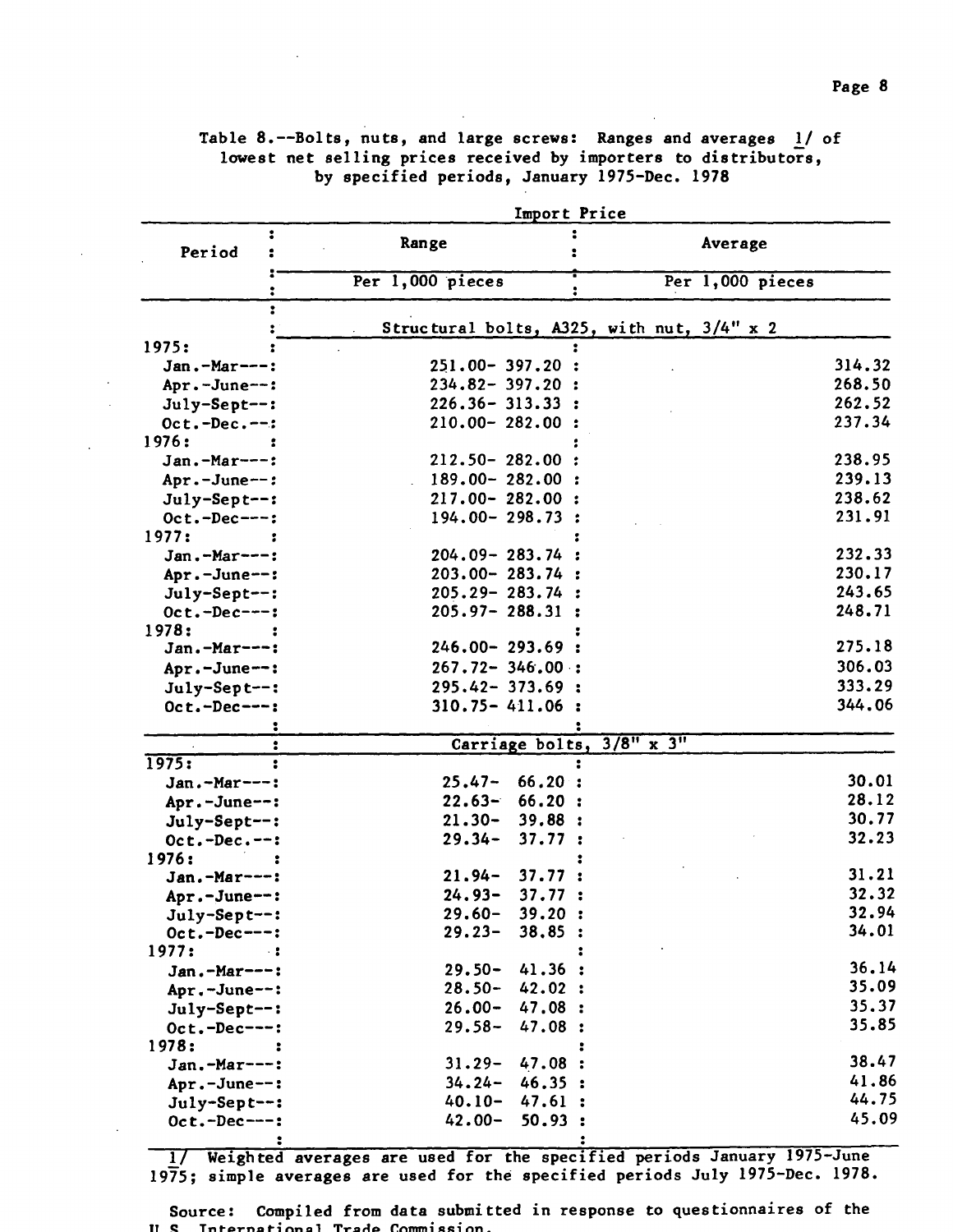Table 8.--Bolts, nuts, and large screws: Ranges and averages 1/ of lowest net selling prices received by importers to distributors, by specified periods, January 1975-Dec. 1978

| Period | Import Price: Range | Import Price: Average |
|---|---|---|
| | Per 1,000 pieces | Per 1,000 pieces |
| | Structural bolts, A325, with nut, 3/4" x 2 | |
| 1975: | | |
| Jan.-Mar--- | 251.00- 397.20 | 314.32 |
| Apr.-June-- | 234.82- 397.20 | 268.50 |
| July-Sept-- | 226.36- 313.33 | 262.52 |
| Oct.-Dec.-- | 210.00- 282.00 | 237.34 |
| 1976: | | |
| Jan.-Mar--- | 212.50- 282.00 | 238.95 |
| Apr.-June-- | 189.00- 282.00 | 239.13 |
| July-Sept-- | 217.00- 282.00 | 238.62 |
| Oct.-Dec--- | 194.00- 298.73 | 231.91 |
| 1977: | | |
| Jan.-Mar--- | 204.09- 283.74 | 232.33 |
| Apr.-June-- | 203.00- 283.74 | 230.17 |
| July-Sept-- | 205.29- 283.74 | 243.65 |
| Oct.-Dec--- | 205.97- 288.31 | 248.71 |
| 1978: | | |
| Jan.-Mar--- | 246.00- 293.69 | 275.18 |
| Apr.-June-- | 267.72- 346.00 | 306.03 |
| July-Sept-- | 295.42- 373.69 | 333.29 |
| Oct.-Dec--- | 310.75- 411.06 | 344.06 |
| | Carriage bolts, 3/8" x 3" | |
| 1975: | | |
| Jan.-Mar--- | 25.47- 66.20 | 30.01 |
| Apr.-June-- | 22.63- 66.20 | 28.12 |
| July-Sept-- | 21.30- 39.88 | 30.77 |
| Oct.-Dec.-- | 29.34- 37.77 | 32.23 |
| 1976: | | |
| Jan.-Mar--- | 21.94- 37.77 | 31.21 |
| Apr.-June-- | 24.93- 37.77 | 32.32 |
| July-Sept-- | 29.60- 39.20 | 32.94 |
| Oct.-Dec--- | 29.23- 38.85 | 34.01 |
| 1977: | | |
| Jan.-Mar--- | 29.50- 41.36 | 36.14 |
| Apr.-June-- | 28.50- 42.02 | 35.09 |
| July-Sept-- | 26.00- 47.08 | 35.37 |
| Oct.-Dec--- | 29.58- 47.08 | 35.85 |
| 1978: | | |
| Jan.-Mar--- | 31.29- 47.08 | 38.47 |
| Apr.-June-- | 34.24- 46.35 | 41.86 |
| July-Sept-- | 40.10- 47.61 | 44.75 |
| Oct.-Dec--- | 42.00- 50.93 | 45.09 |

1/ Weighted averages are used for the specified periods January 1975-June 1975; simple averages are used for the specified periods July 1975-Dec. 1978.

Source: Compiled from data submitted in response to questionnaires of the U.S. International Trade Commission.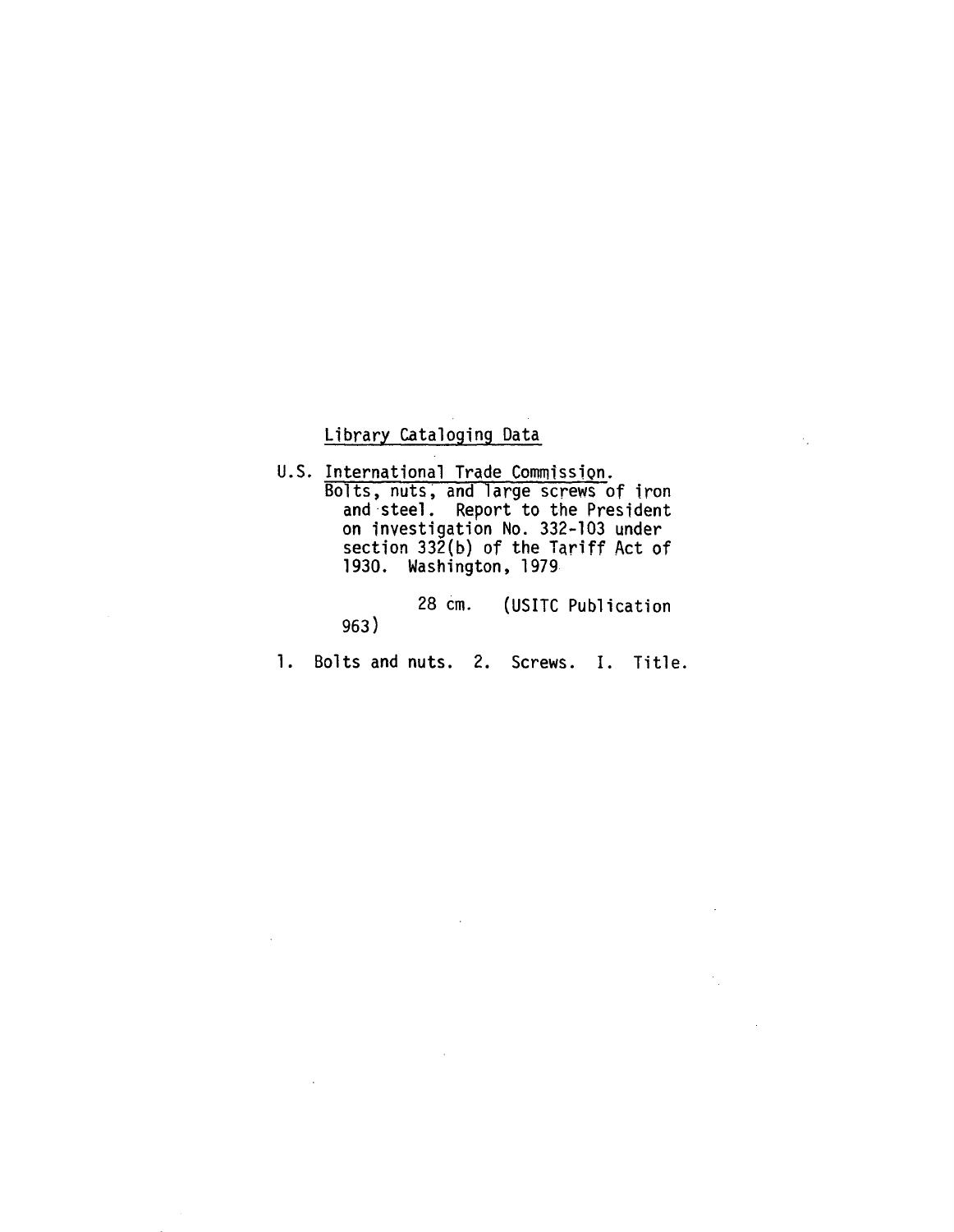Library Cataloging Data

U.S. International Trade Commission.
Bolts, nuts, and large screws of iron and steel. Report to the President on investigation No. 332-103 under section 332(b) of the Tariff Act of 1930. Washington, 1979

28 cm. (USITC Publication 963)

1. Bolts and nuts. 2. Screws. I. Title.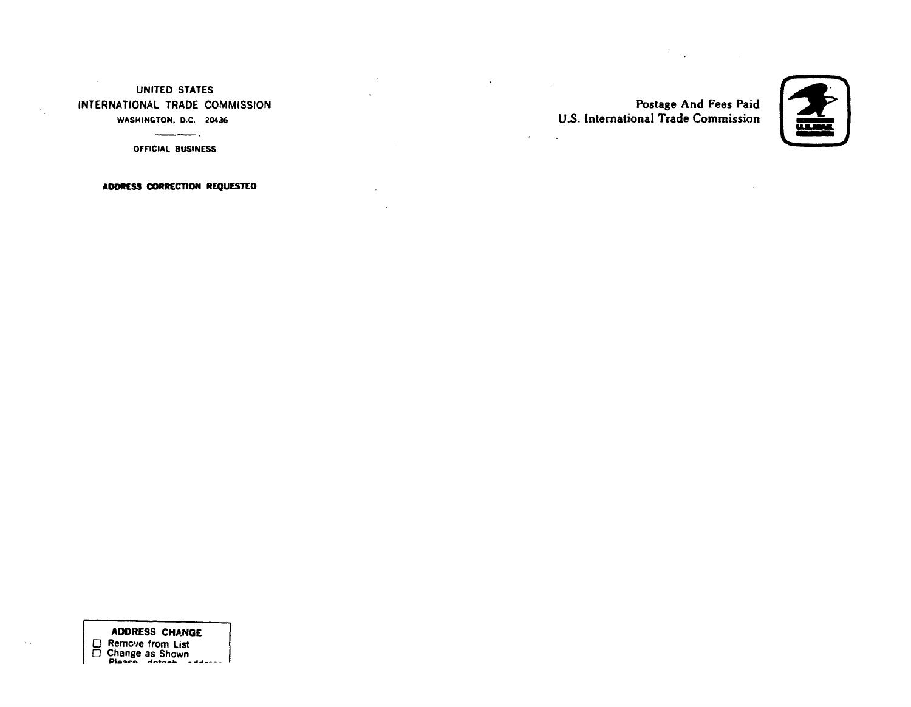UNITED STATES
INTERNATIONAL TRADE COMMISSION
WASHINGTON, D.C. 20436

OFFICIAL BUSINESS

**ADDRESS CORRECTION REQUESTED**

Postage And Fees Paid
U.S. International Trade Commission

U.S. MAIL

**ADDRESS CHANGE**

☐ Remove from List
☐ Change as Shown
Please detach address